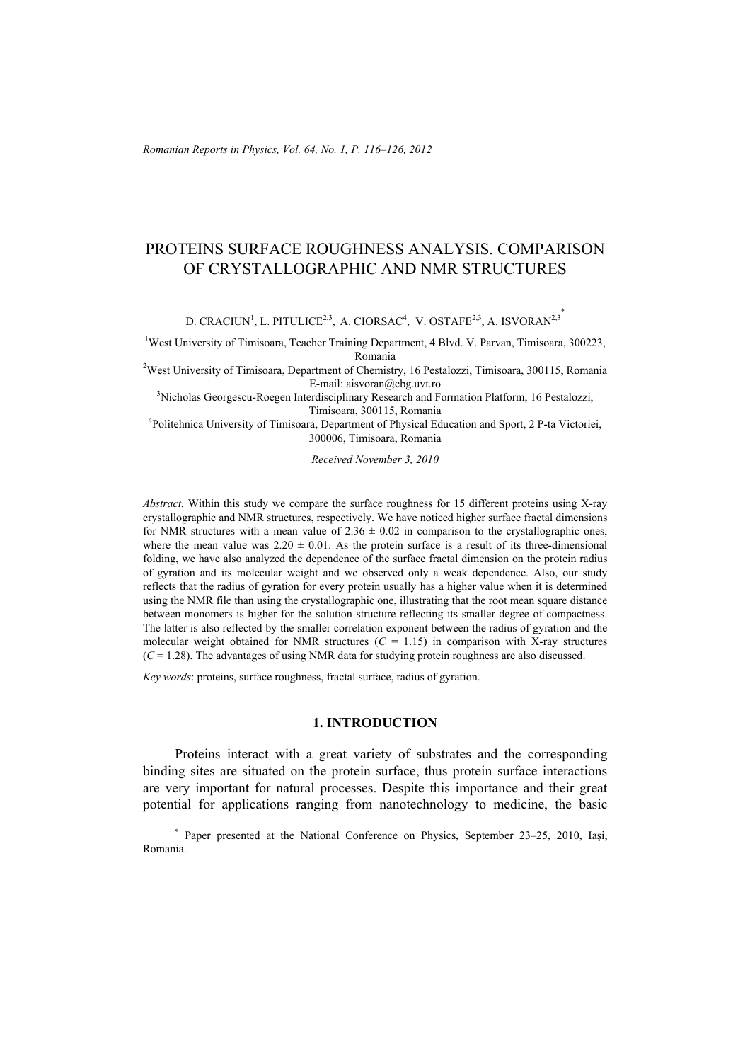# PROTEINS SURFACE ROUGHNESS ANALYSIS. COMPARISON OF CRYSTALLOGRAPHIC AND NMR STRUCTURES

D. CRACIUN[1], L. PITULICE[2,3], A. CIORSAC[4], V. OSTAFE[2,3], A. ISVORAN[2,3]*

[1]West University of Timisoara, Teacher Training Department, 4 Blvd. V. Parvan, Timisoara, 300223, Romania

[2]West University of Timisoara, Department of Chemistry, 16 Pestalozzi, Timisoara, 300115, Romania
E-mail: aisvoran@cbg.uvt.ro

[3]Nicholas Georgescu-Roegen Interdisciplinary Research and Formation Platform, 16 Pestalozzi, Timisoara, 300115, Romania

[4]Politehnica University of Timisoara, Department of Physical Education and Sport, 2 P-ta Victoriei, 300006, Timisoara, Romania

*Received November 3, 2010*

*Abstract.* Within this study we compare the surface roughness for 15 different proteins using X-ray crystallographic and NMR structures, respectively. We have noticed higher surface fractal dimensions for NMR structures with a mean value of $2.36 \pm 0.02$ in comparison to the crystallographic ones, where the mean value was $2.20 \pm 0.01$. As the protein surface is a result of its three-dimensional folding, we have also analyzed the dependence of the surface fractal dimension on the protein radius of gyration and its molecular weight and we observed only a weak dependence. Also, our study reflects that the radius of gyration for every protein usually has a higher value when it is determined using the NMR file than using the crystallographic one, illustrating that the root mean square distance between monomers is higher for the solution structure reflecting its smaller degree of compactness. The latter is also reflected by the smaller correlation exponent between the radius of gyration and the molecular weight obtained for NMR structures ($C = 1.15$) in comparison with X-ray structures ($C = 1.28$). The advantages of using NMR data for studying protein roughness are also discussed.

*Key words*: proteins, surface roughness, fractal surface, radius of gyration.

## 1. INTRODUCTION

Proteins interact with a great variety of substrates and the corresponding binding sites are situated on the protein surface, thus protein surface interactions are very important for natural processes. Despite this importance and their great potential for applications ranging from nanotechnology to medicine, the basic

---

* Paper presented at the National Conference on Physics, September 23–25, 2010, Iași, Romania.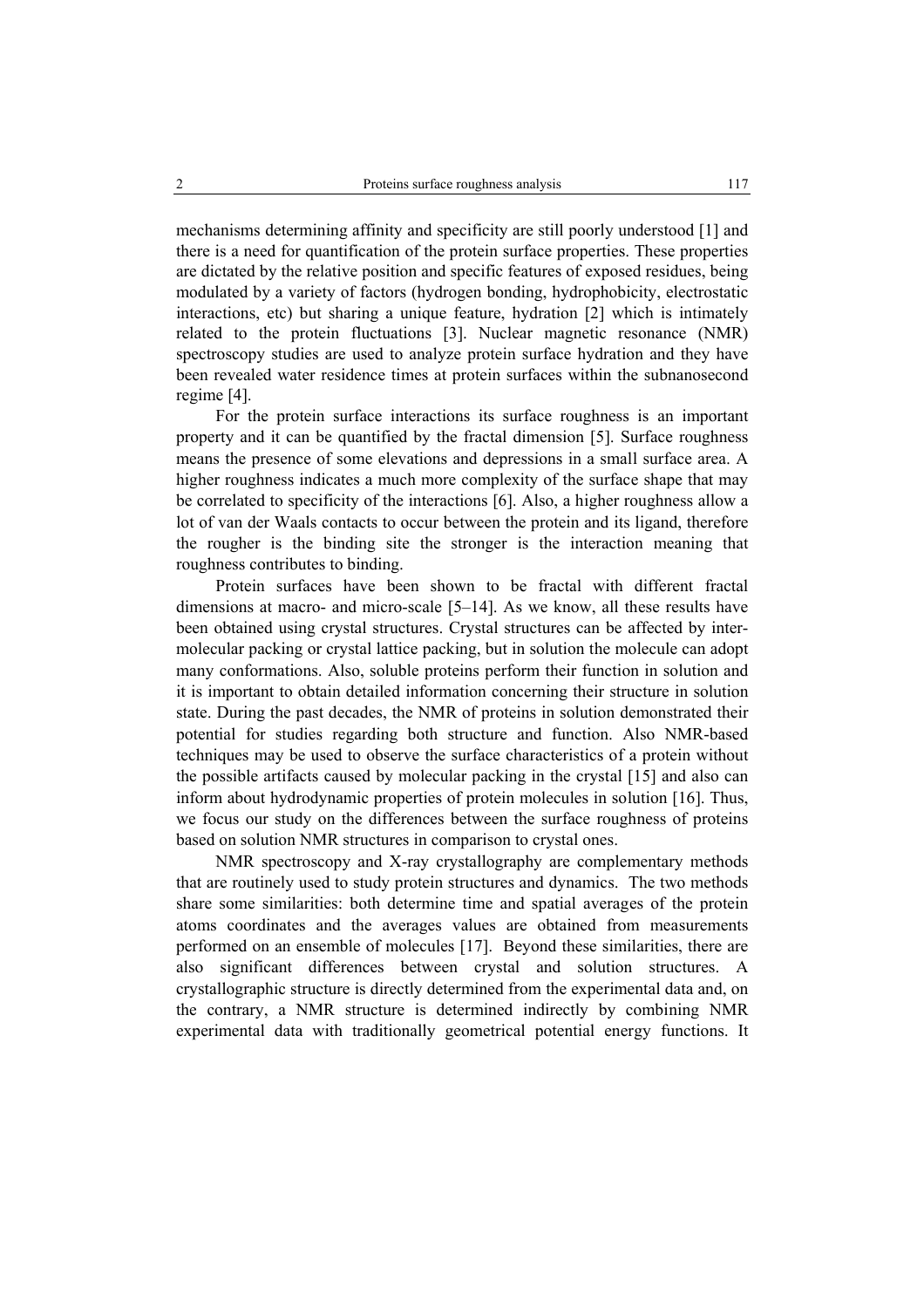mechanisms determining affinity and specificity are still poorly understood [1] and there is a need for quantification of the protein surface properties. These properties are dictated by the relative position and specific features of exposed residues, being modulated by a variety of factors (hydrogen bonding, hydrophobicity, electrostatic interactions, etc) but sharing a unique feature, hydration [2] which is intimately related to the protein fluctuations [3]. Nuclear magnetic resonance (NMR) spectroscopy studies are used to analyze protein surface hydration and they have been revealed water residence times at protein surfaces within the subnanosecond regime [4].

For the protein surface interactions its surface roughness is an important property and it can be quantified by the fractal dimension [5]. Surface roughness means the presence of some elevations and depressions in a small surface area. A higher roughness indicates a much more complexity of the surface shape that may be correlated to specificity of the interactions [6]. Also, a higher roughness allow a lot of van der Waals contacts to occur between the protein and its ligand, therefore the rougher is the binding site the stronger is the interaction meaning that roughness contributes to binding.

Protein surfaces have been shown to be fractal with different fractal dimensions at macro- and micro-scale [5–14]. As we know, all these results have been obtained using crystal structures. Crystal structures can be affected by inter-molecular packing or crystal lattice packing, but in solution the molecule can adopt many conformations. Also, soluble proteins perform their function in solution and it is important to obtain detailed information concerning their structure in solution state. During the past decades, the NMR of proteins in solution demonstrated their potential for studies regarding both structure and function. Also NMR-based techniques may be used to observe the surface characteristics of a protein without the possible artifacts caused by molecular packing in the crystal [15] and also can inform about hydrodynamic properties of protein molecules in solution [16]. Thus, we focus our study on the differences between the surface roughness of proteins based on solution NMR structures in comparison to crystal ones.

NMR spectroscopy and X-ray crystallography are complementary methods that are routinely used to study protein structures and dynamics. The two methods share some similarities: both determine time and spatial averages of the protein atoms coordinates and the averages values are obtained from measurements performed on an ensemble of molecules [17]. Beyond these similarities, there are also significant differences between crystal and solution structures. A crystallographic structure is directly determined from the experimental data and, on the contrary, a NMR structure is determined indirectly by combining NMR experimental data with traditionally geometrical potential energy functions. It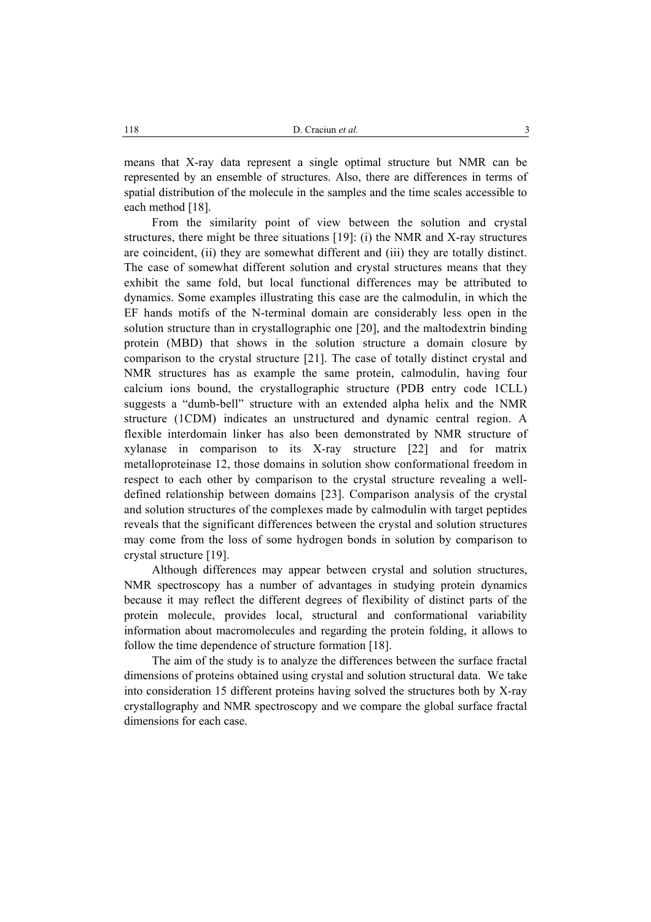means that X-ray data represent a single optimal structure but NMR can be represented by an ensemble of structures. Also, there are differences in terms of spatial distribution of the molecule in the samples and the time scales accessible to each method [18].

From the similarity point of view between the solution and crystal structures, there might be three situations [19]: (i) the NMR and X-ray structures are coincident, (ii) they are somewhat different and (iii) they are totally distinct. The case of somewhat different solution and crystal structures means that they exhibit the same fold, but local functional differences may be attributed to dynamics. Some examples illustrating this case are the calmodulin, in which the EF hands motifs of the N-terminal domain are considerably less open in the solution structure than in crystallographic one [20], and the maltodextrin binding protein (MBD) that shows in the solution structure a domain closure by comparison to the crystal structure [21]. The case of totally distinct crystal and NMR structures has as example the same protein, calmodulin, having four calcium ions bound, the crystallographic structure (PDB entry code 1CLL) suggests a "dumb-bell" structure with an extended alpha helix and the NMR structure (1CDM) indicates an unstructured and dynamic central region. A flexible interdomain linker has also been demonstrated by NMR structure of xylanase in comparison to its X-ray structure [22] and for matrix metalloproteinase 12, those domains in solution show conformational freedom in respect to each other by comparison to the crystal structure revealing a well-defined relationship between domains [23]. Comparison analysis of the crystal and solution structures of the complexes made by calmodulin with target peptides reveals that the significant differences between the crystal and solution structures may come from the loss of some hydrogen bonds in solution by comparison to crystal structure [19].

Although differences may appear between crystal and solution structures, NMR spectroscopy has a number of advantages in studying protein dynamics because it may reflect the different degrees of flexibility of distinct parts of the protein molecule, provides local, structural and conformational variability information about macromolecules and regarding the protein folding, it allows to follow the time dependence of structure formation [18].

The aim of the study is to analyze the differences between the surface fractal dimensions of proteins obtained using crystal and solution structural data. We take into consideration 15 different proteins having solved the structures both by X-ray crystallography and NMR spectroscopy and we compare the global surface fractal dimensions for each case.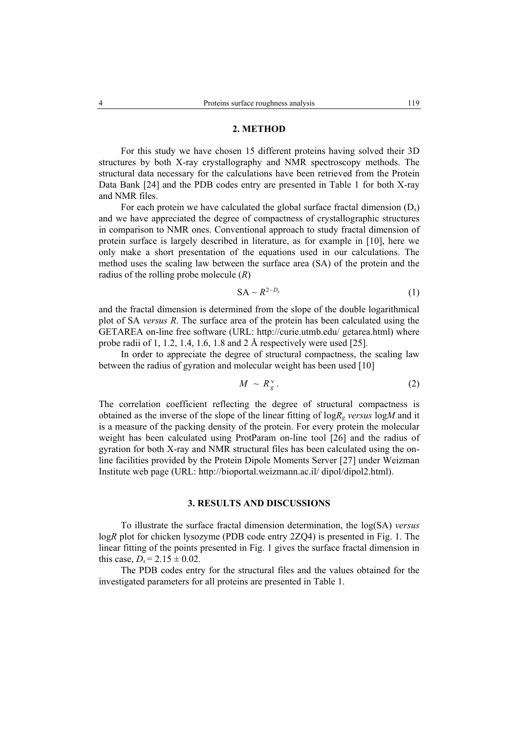## 2. METHOD

For this study we have chosen 15 different proteins having solved their 3D structures by both X-ray crystallography and NMR spectroscopy methods. The structural data necessary for the calculations have been retrieved from the Protein Data Bank [24] and the PDB codes entry are presented in Table 1 for both X-ray and NMR files.

For each protein we have calculated the global surface fractal dimension ($D_s$) and we have appreciated the degree of compactness of crystallographic structures in comparison to NMR ones. Conventional approach to study fractal dimension of protein surface is largely described in literature, as for example in [10], here we only make a short presentation of the equations used in our calculations. The method uses the scaling law between the surface area (SA) of the protein and the radius of the rolling probe molecule ($R$)

$$\text{SA} \sim R^{2-D_s} \tag{1}$$

and the fractal dimension is determined from the slope of the double logarithmical plot of SA *versus* $R$. The surface area of the protein has been calculated using the GETAREA on-line free software (URL: http://curie.utmb.edu/ getarea.html) where probe radii of 1, 1.2, 1.4, 1.6, 1.8 and 2 Å respectively were used [25].

In order to appreciate the degree of structural compactness, the scaling law between the radius of gyration and molecular weight has been used [10]

$$M \sim R_g^{\nu}. \tag{2}$$

The correlation coefficient reflecting the degree of structural compactness is obtained as the inverse of the slope of the linear fitting of $\log R_g$ *versus* $\log M$ and it is a measure of the packing density of the protein. For every protein the molecular weight has been calculated using ProtParam on-line tool [26] and the radius of gyration for both X-ray and NMR structural files has been calculated using the on-line facilities provided by the Protein Dipole Moments Server [27] under Weizman Institute web page (URL: http://bioportal.weizmann.ac.il/ dipol/dipol2.html).

## 3. RESULTS AND DISCUSSIONS

To illustrate the surface fractal dimension determination, the log(SA) *versus* $\log R$ plot for chicken lysozyme (PDB code entry 2ZQ4) is presented in Fig. 1. The linear fitting of the points presented in Fig. 1 gives the surface fractal dimension in this case, $D_s = 2.15 \pm 0.02$.

The PDB codes entry for the structural files and the values obtained for the investigated parameters for all proteins are presented in Table 1.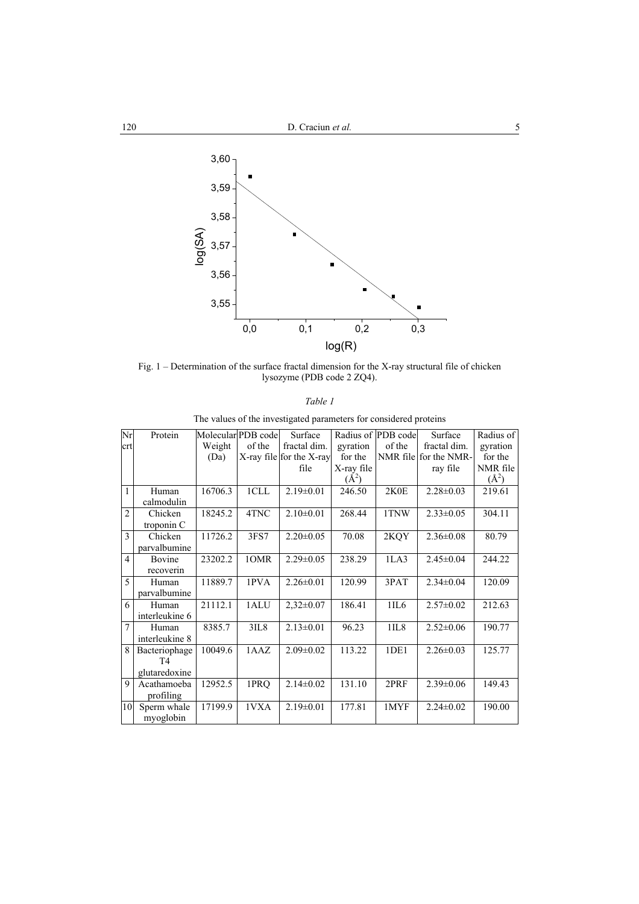Fig. 1 – Determination of the surface fractal dimension for the X-ray structural file of chicken lysozyme (PDB code 2 ZQ4).

*Table 1*

The values of the investigated parameters for considered proteins

| Nr crt | Protein | Molecular Weight (Da) | PDB code of the X-ray file | Surface fractal dim. for the X-ray file | Radius of gyration for the X-ray file ($Å^2$) | PDB code of the NMR file | Surface fractal dim. for the NMR-ray file | Radius of gyration for the NMR file ($Å^2$) |
|---|---|---|---|---|---|---|---|---|
| 1 | Human calmodulin | 16706.3 | 1CLL | 2.19±0.01 | 246.50 | 2K0E | 2.28±0.03 | 219.61 |
| 2 | Chicken troponin C | 18245.2 | 4TNC | 2.10±0.01 | 268.44 | 1TNW | 2.33±0.05 | 304.11 |
| 3 | Chicken parvalbumine | 11726.2 | 3FS7 | 2.20±0.05 | 70.08 | 2KQY | 2.36±0.08 | 80.79 |
| 4 | Bovine recoverin | 23202.2 | 1OMR | 2.29±0.05 | 238.29 | 1LA3 | 2.45±0.04 | 244.22 |
| 5 | Human parvalbumine | 11889.7 | 1PVA | 2.26±0.01 | 120.99 | 3PAT | 2.34±0.04 | 120.09 |
| 6 | Human interleukine 6 | 21112.1 | 1ALU | 2,32±0.07 | 186.41 | 1IL6 | 2.57±0.02 | 212.63 |
| 7 | Human interleukine 8 | 8385.7 | 3IL8 | 2.13±0.01 | 96.23 | 1IL8 | 2.52±0.06 | 190.77 |
| 8 | Bacteriophage T4 glutaredoxine | 10049.6 | 1AAZ | 2.09±0.02 | 113.22 | 1DE1 | 2.26±0.03 | 125.77 |
| 9 | Acathamoeba profiling | 12952.5 | 1PRQ | 2.14±0.02 | 131.10 | 2PRF | 2.39±0.06 | 149.43 |
| 10 | Sperm whale myoglobin | 17199.9 | 1VXA | 2.19±0.01 | 177.81 | 1MYF | 2.24±0.02 | 190.00 |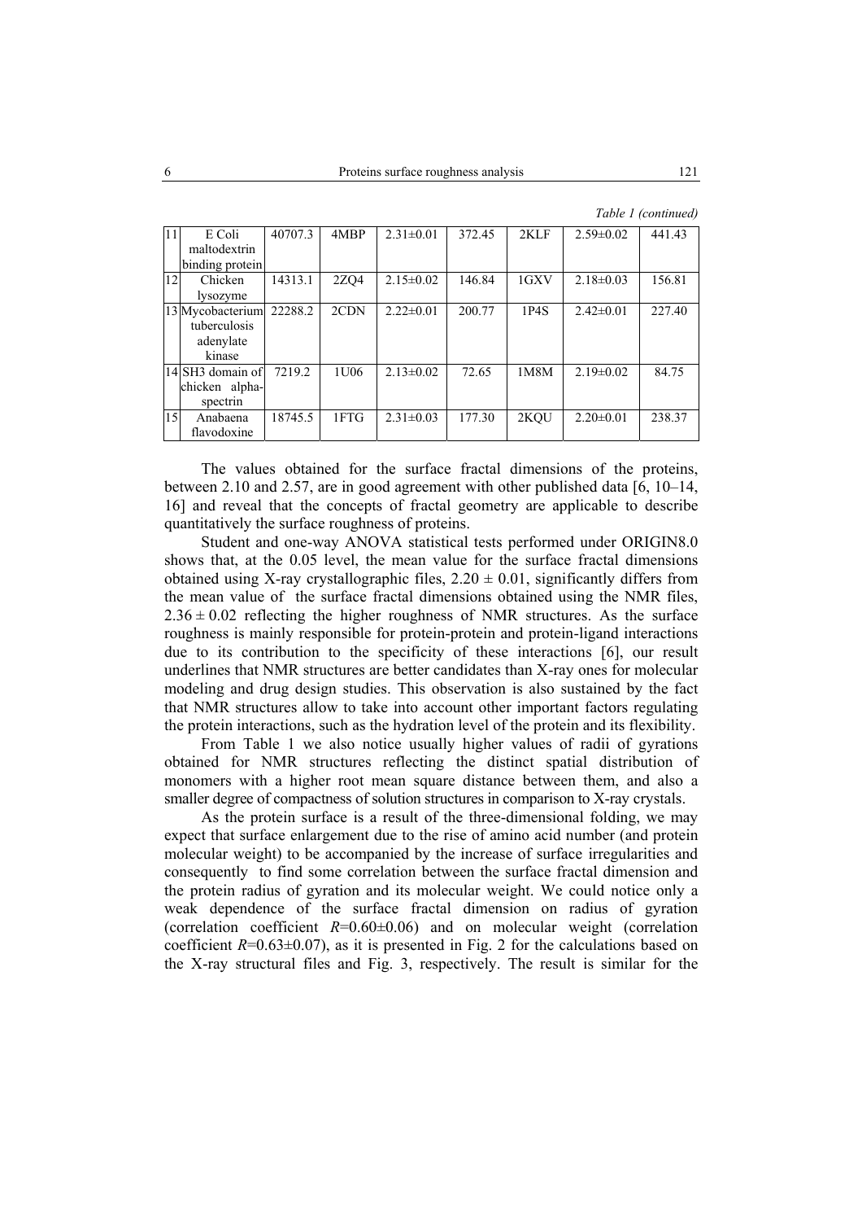*Table 1 (continued)*

| | | | | | | | | |
|---|---|---|---|---|---|---|---|---|
| 11 | E Coli maltodextrin binding protein | 40707.3 | 4MBP | 2.31±0.01 | 372.45 | 2KLF | 2.59±0.02 | 441.43 |
| 12 | Chicken lysozyme | 14313.1 | 2ZQ4 | 2.15±0.02 | 146.84 | 1GXV | 2.18±0.03 | 156.81 |
| 13 | Mycobacterium tuberculosis adenylate kinase | 22288.2 | 2CDN | 2.22±0.01 | 200.77 | 1P4S | 2.42±0.01 | 227.40 |
| 14 | SH3 domain of chicken alpha-spectrin | 7219.2 | 1U06 | 2.13±0.02 | 72.65 | 1M8M | 2.19±0.02 | 84.75 |
| 15 | Anabaena flavodoxine | 18745.5 | 1FTG | 2.31±0.03 | 177.30 | 2KQU | 2.20±0.01 | 238.37 |

The values obtained for the surface fractal dimensions of the proteins, between 2.10 and 2.57, are in good agreement with other published data [6, 10–14, 16] and reveal that the concepts of fractal geometry are applicable to describe quantitatively the surface roughness of proteins.

Student and one-way ANOVA statistical tests performed under ORIGIN8.0 shows that, at the 0.05 level, the mean value for the surface fractal dimensions obtained using X-ray crystallographic files, $2.20 \pm 0.01$, significantly differs from the mean value of the surface fractal dimensions obtained using the NMR files, $2.36 \pm 0.02$ reflecting the higher roughness of NMR structures. As the surface roughness is mainly responsible for protein-protein and protein-ligand interactions due to its contribution to the specificity of these interactions [6], our result underlines that NMR structures are better candidates than X-ray ones for molecular modeling and drug design studies. This observation is also sustained by the fact that NMR structures allow to take into account other important factors regulating the protein interactions, such as the hydration level of the protein and its flexibility.

From Table 1 we also notice usually higher values of radii of gyrations obtained for NMR structures reflecting the distinct spatial distribution of monomers with a higher root mean square distance between them, and also a smaller degree of compactness of solution structures in comparison to X-ray crystals.

As the protein surface is a result of the three-dimensional folding, we may expect that surface enlargement due to the rise of amino acid number (and protein molecular weight) to be accompanied by the increase of surface irregularities and consequently to find some correlation between the surface fractal dimension and the protein radius of gyration and its molecular weight. We could notice only a weak dependence of the surface fractal dimension on radius of gyration (correlation coefficient $R=0.60\pm0.06$) and on molecular weight (correlation coefficient $R=0.63\pm0.07$), as it is presented in Fig. 2 for the calculations based on the X-ray structural files and Fig. 3, respectively. The result is similar for the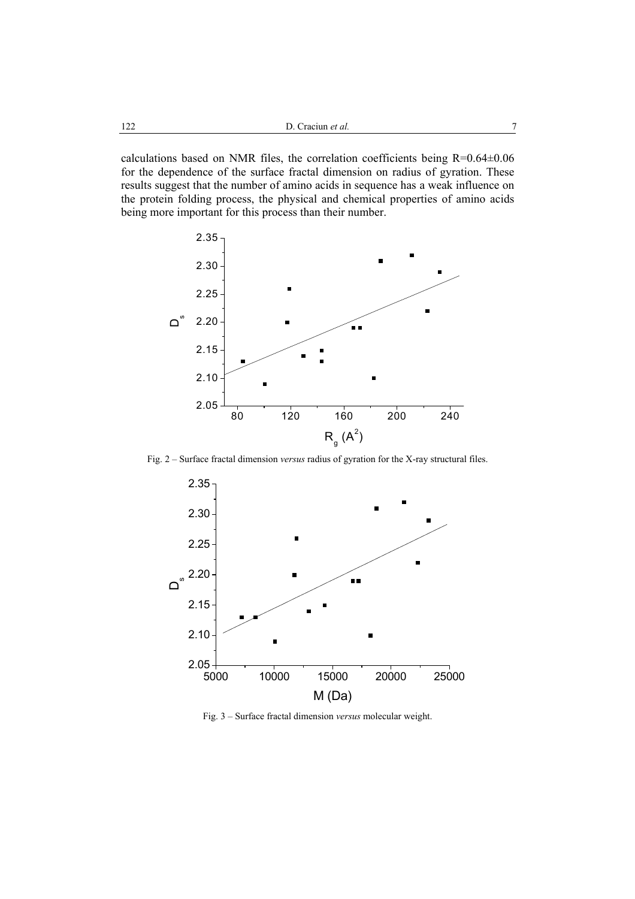calculations based on NMR files, the correlation coefficients being R=0.64±0.06 for the dependence of the surface fractal dimension on radius of gyration. These results suggest that the number of amino acids in sequence has a weak influence on the protein folding process, the physical and chemical properties of amino acids being more important for this process than their number.

Fig. 2 – Surface fractal dimension *versus* radius of gyration for the X-ray structural files.

Fig. 3 – Surface fractal dimension *versus* molecular weight.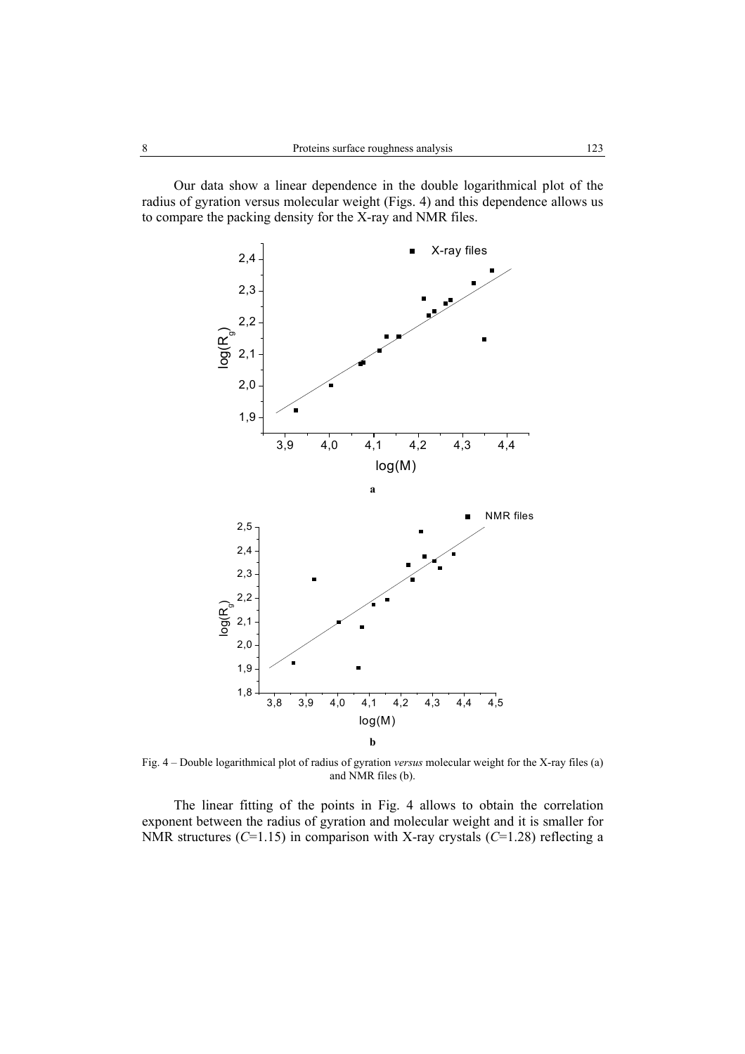Our data show a linear dependence in the double logarithmical plot of the radius of gyration versus molecular weight (Figs. 4) and this dependence allows us to compare the packing density for the X-ray and NMR files.

Fig. 4 – Double logarithmical plot of radius of gyration *versus* molecular weight for the X-ray files (a) and NMR files (b).

The linear fitting of the points in Fig. 4 allows to obtain the correlation exponent between the radius of gyration and molecular weight and it is smaller for NMR structures ($C$=1.15) in comparison with X-ray crystals ($C$=1.28) reflecting a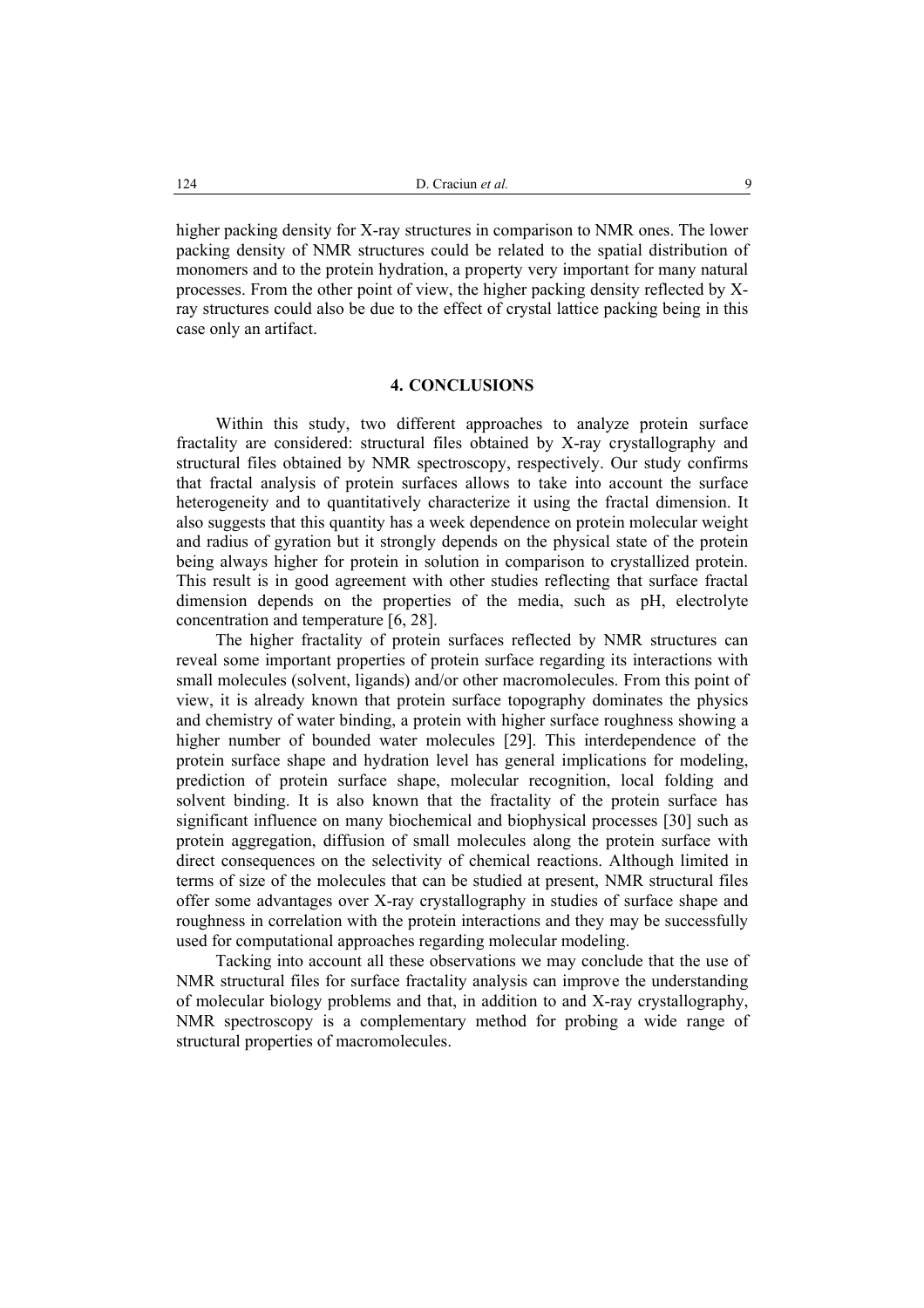higher packing density for X-ray structures in comparison to NMR ones. The lower packing density of NMR structures could be related to the spatial distribution of monomers and to the protein hydration, a property very important for many natural processes. From the other point of view, the higher packing density reflected by X-ray structures could also be due to the effect of crystal lattice packing being in this case only an artifact.

## 4. CONCLUSIONS

Within this study, two different approaches to analyze protein surface fractality are considered: structural files obtained by X-ray crystallography and structural files obtained by NMR spectroscopy, respectively. Our study confirms that fractal analysis of protein surfaces allows to take into account the surface heterogeneity and to quantitatively characterize it using the fractal dimension. It also suggests that this quantity has a week dependence on protein molecular weight and radius of gyration but it strongly depends on the physical state of the protein being always higher for protein in solution in comparison to crystallized protein. This result is in good agreement with other studies reflecting that surface fractal dimension depends on the properties of the media, such as pH, electrolyte concentration and temperature [6, 28].

The higher fractality of protein surfaces reflected by NMR structures can reveal some important properties of protein surface regarding its interactions with small molecules (solvent, ligands) and/or other macromolecules. From this point of view, it is already known that protein surface topography dominates the physics and chemistry of water binding, a protein with higher surface roughness showing a higher number of bounded water molecules [29]. This interdependence of the protein surface shape and hydration level has general implications for modeling, prediction of protein surface shape, molecular recognition, local folding and solvent binding. It is also known that the fractality of the protein surface has significant influence on many biochemical and biophysical processes [30] such as protein aggregation, diffusion of small molecules along the protein surface with direct consequences on the selectivity of chemical reactions. Although limited in terms of size of the molecules that can be studied at present, NMR structural files offer some advantages over X-ray crystallography in studies of surface shape and roughness in correlation with the protein interactions and they may be successfully used for computational approaches regarding molecular modeling.

Tacking into account all these observations we may conclude that the use of NMR structural files for surface fractality analysis can improve the understanding of molecular biology problems and that, in addition to and X-ray crystallography, NMR spectroscopy is a complementary method for probing a wide range of structural properties of macromolecules.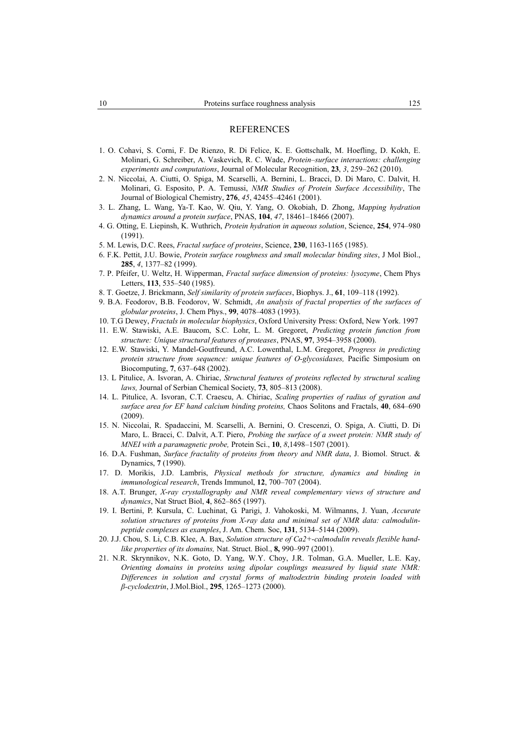## REFERENCES

1. O. Cohavi, S. Corni, F. De Rienzo, R. Di Felice, K. E. Gottschalk, M. Hoefling, D. Kokh, E. Molinari, G. Schreiber, A. Vaskevich, R. C. Wade, *Protein–surface interactions: challenging experiments and computations*, Journal of Molecular Recognition, **23**, *3*, 259–262 (2010).
2. N. Niccolai, A. Ciutti, O. Spiga, M. Scarselli, A. Bernini, L. Bracci, D. Di Maro, C. Dalvit, H. Molinari, G. Esposito, P. A. Temussi, *NMR Studies of Protein Surface Accessibility*, The Journal of Biological Chemistry, **276**, *45*, 42455–42461 (2001).
3. L. Zhang, L. Wang, Ya-T. Kao, W. Qiu, Y. Yang, O. Okobiah, D. Zhong, *Mapping hydration dynamics around a protein surface*, PNAS, **104**, *47*, 18461–18466 (2007).
4. G. Otting, E. Liepinsh, K. Wuthrich, *Protein hydration in aqueous solution*, Science, **254**, 974–980 (1991).
5. M. Lewis, D.C. Rees, *Fractal surface of proteins*, Science, **230**, 1163-1165 (1985).
6. F.K. Pettit, J.U. Bowie, *Protein surface roughness and small molecular binding sites*, J Mol Biol., **285**, *4*, 1377–82 (1999).
7. P. Pfeifer, U. Weltz, H. Wipperman, *Fractal surface dimension of proteins: lysozyme*, Chem Phys Letters, **113**, 535–540 (1985).
8. T. Goetze, J. Brickmann, *Self similarity of protein surfaces*, Biophys. J., **61**, 109–118 (1992).
9. B.A. Feodorov, B.B. Feodorov, W. Schmidt, *An analysis of fractal properties of the surfaces of globular proteins*, J. Chem Phys., **99**, 4078–4083 (1993).
10. T.G Dewey, *Fractals in molecular biophysics*, Oxford University Press: Oxford, New York. 1997
11. E.W. Stawiski, A.E. Baucom, S.C. Lohr, L. M. Gregoret, *Predicting protein function from structure: Unique structural features of proteases*, PNAS, **97**, 3954–3958 (2000).
12. E.W. Stawiski, Y. Mandel-Goutfreund, A.C. Lowenthal, L.M. Gregoret, *Progress in predicting protein structure from sequence: unique features of O-glycosidases,* Pacific Simposium on Biocomputing, **7**, 637–648 (2002).
13. L Pitulice, A. Isvoran, A. Chiriac, *Structural features of proteins reflected by structural scaling laws,* Journal of Serbian Chemical Society, **73**, 805–813 (2008).
14. L. Pitulice, A. Isvoran, C.T. Craescu, A. Chiriac, *Scaling properties of radius of gyration and surface area for EF hand calcium binding proteins,* Chaos Solitons and Fractals, **40**, 684–690 (2009).
15. N. Niccolai, R. Spadaccini, M. Scarselli, A. Bernini, O. Crescenzi, O. Spiga, A. Ciutti, D. Di Maro, L. Bracci, C. Dalvit, A.T. Piero, *Probing the surface of a sweet protein: NMR study of MNEI with a paramagnetic probe,* Protein Sci., **10**, *8*,1498–1507 (2001).
16. D.A. Fushman, *Surface fractality of proteins from theory and NMR data*, J. Biomol. Struct. & Dynamics, **7** (1990).
17. D. Morikis, J.D. Lambris, *Physical methods for structure, dynamics and binding in immunological research*, Trends Immunol, **12**, 700–707 (2004).
18. A.T. Brunger, *X-ray crystallography and NMR reveal complementary views of structure and dynamics*, Nat Struct Biol, **4**, 862–865 (1997).
19. I. Bertini, P. Kursula, C. Luchinat, G. Parigi, J. Vahokoski, M. Wilmanns, J. Yuan, *Accurate solution structures of proteins from X-ray data and minimal set of NMR data: calmodulin-peptide complexes as examples*, J. Am. Chem. Soc, **131**, 5134–5144 (2009).
20. J.J. Chou, S. Li, C.B. Klee, A. Bax, *Solution structure of Ca2+-calmodulin reveals flexible hand-like properties of its domains,* Nat. Struct. Biol., **8,** 990–997 (2001).
21. N.R. Skrynnikov, N.K. Goto, D. Yang, W.Y. Choy, J.R. Tolman, G.A. Mueller, L.E. Kay, *Orienting domains in proteins using dipolar couplings measured by liquid state NMR: Differences in solution and crystal forms of maltodextrin binding protein loaded with β-cyclodextrin*, J.Mol.Biol., **295**, 1265–1273 (2000).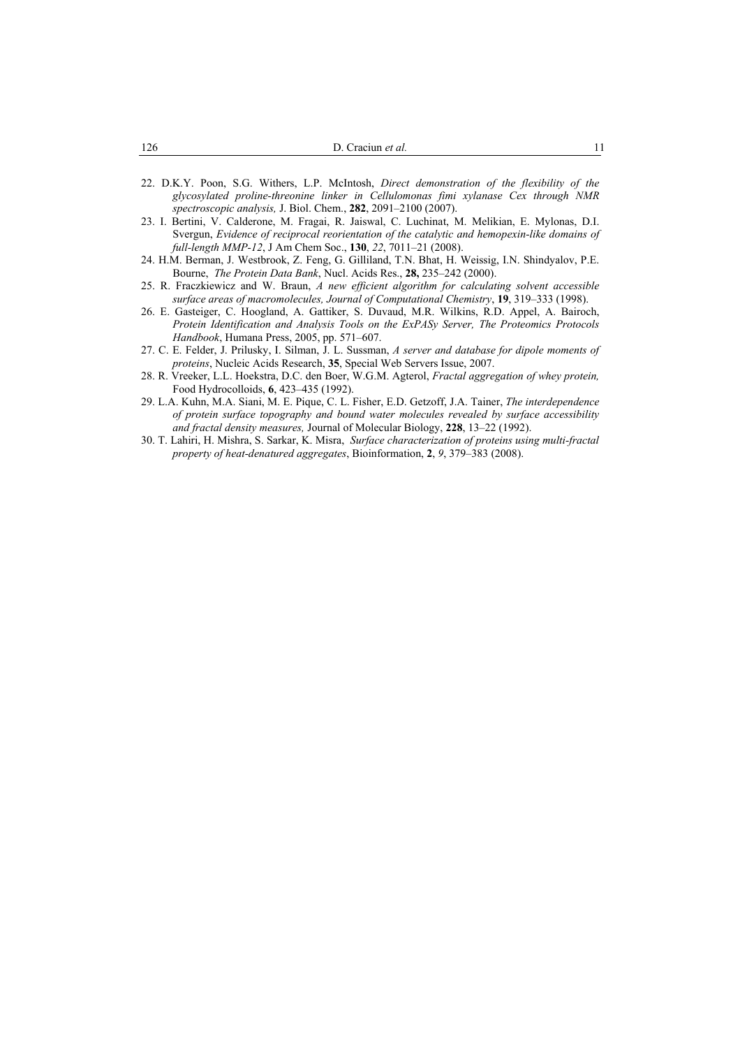22. D.K.Y. Poon, S.G. Withers, L.P. McIntosh, *Direct demonstration of the flexibility of the glycosylated proline-threonine linker in Cellulomonas fimi xylanase Cex through NMR spectroscopic analysis,* J. Biol. Chem., **282**, 2091–2100 (2007).
23. I. Bertini, V. Calderone, M. Fragai, R. Jaiswal, C. Luchinat, M. Melikian, E. Mylonas, D.I. Svergun, *Evidence of reciprocal reorientation of the catalytic and hemopexin-like domains of full-length MMP-12*, J Am Chem Soc., **130**, *22*, 7011–21 (2008).
24. H.M. Berman, J. Westbrook, Z. Feng, G. Gilliland, T.N. Bhat, H. Weissig, I.N. Shindyalov, P.E. Bourne, *The Protein Data Bank*, Nucl. Acids Res., **28,** 235–242 (2000).
25. R. Fraczkiewicz and W. Braun, *A new efficient algorithm for calculating solvent accessible surface areas of macromolecules, Journal of Computational Chemistry*, **19**, 319–333 (1998).
26. E. Gasteiger, C. Hoogland, A. Gattiker, S. Duvaud, M.R. Wilkins, R.D. Appel, A. Bairoch, *Protein Identification and Analysis Tools on the ExPASy Server, The Proteomics Protocols Handbook*, Humana Press, 2005, pp. 571–607.
27. C. E. Felder, J. Prilusky, I. Silman, J. L. Sussman, *A server and database for dipole moments of proteins*, Nucleic Acids Research, **35**, Special Web Servers Issue, 2007.
28. R. Vreeker, L.L. Hoekstra, D.C. den Boer, W.G.M. Agterol, *Fractal aggregation of whey protein,* Food Hydrocolloids, **6**, 423–435 (1992).
29. L.A. Kuhn, M.A. Siani, M. E. Pique, C. L. Fisher, E.D. Getzoff, J.A. Tainer, *The interdependence of protein surface topography and bound water molecules revealed by surface accessibility and fractal density measures,* Journal of Molecular Biology, **228**, 13–22 (1992).
30. T. Lahiri, H. Mishra, S. Sarkar, K. Misra, *Surface characterization of proteins using multi-fractal property of heat-denatured aggregates*, Bioinformation, **2**, *9*, 379–383 (2008).